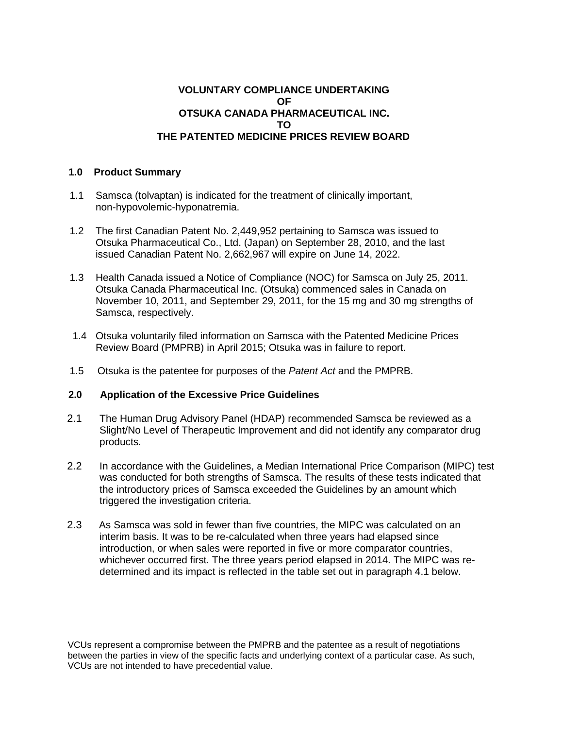# VOLUNTARY COMPLIANCE UNDERTAKING OF OTSUKA CANADA PHARMACEUTICAL INC. TO THE PATENTED MEDICINE PRICES REVIEW BOARD

## 1.0 Product Summary

1.1 Samsca (tolvaptan) is indicated for the treatment of clinically important, non-hypovolemic-hyponatremia.

1.2 The first Canadian Patent No. 2,449,952 pertaining to Samsca was issued to Otsuka Pharmaceutical Co., Ltd. (Japan) on September 28, 2010, and the last issued Canadian Patent No. 2,662,967 will expire on June 14, 2022.

1.3 Health Canada issued a Notice of Compliance (NOC) for Samsca on July 25, 2011. Otsuka Canada Pharmaceutical Inc. (Otsuka) commenced sales in Canada on November 10, 2011, and September 29, 2011, for the 15 mg and 30 mg strengths of Samsca, respectively.

1.4 Otsuka voluntarily filed information on Samsca with the Patented Medicine Prices Review Board (PMPRB) in April 2015; Otsuka was in failure to report.

1.5 Otsuka is the patentee for purposes of the *Patent Act* and the PMPRB.

## 2.0 Application of the Excessive Price Guidelines

2.1 The Human Drug Advisory Panel (HDAP) recommended Samsca be reviewed as a Slight/No Level of Therapeutic Improvement and did not identify any comparator drug products.

2.2 In accordance with the Guidelines, a Median International Price Comparison (MIPC) test was conducted for both strengths of Samsca. The results of these tests indicated that the introductory prices of Samsca exceeded the Guidelines by an amount which triggered the investigation criteria.

2.3 As Samsca was sold in fewer than five countries, the MIPC was calculated on an interim basis. It was to be re-calculated when three years had elapsed since introduction, or when sales were reported in five or more comparator countries, whichever occurred first. The three years period elapsed in 2014. The MIPC was re-determined and its impact is reflected in the table set out in paragraph 4.1 below.

VCUs represent a compromise between the PMPRB and the patentee as a result of negotiations between the parties in view of the specific facts and underlying context of a particular case. As such, VCUs are not intended to have precedential value.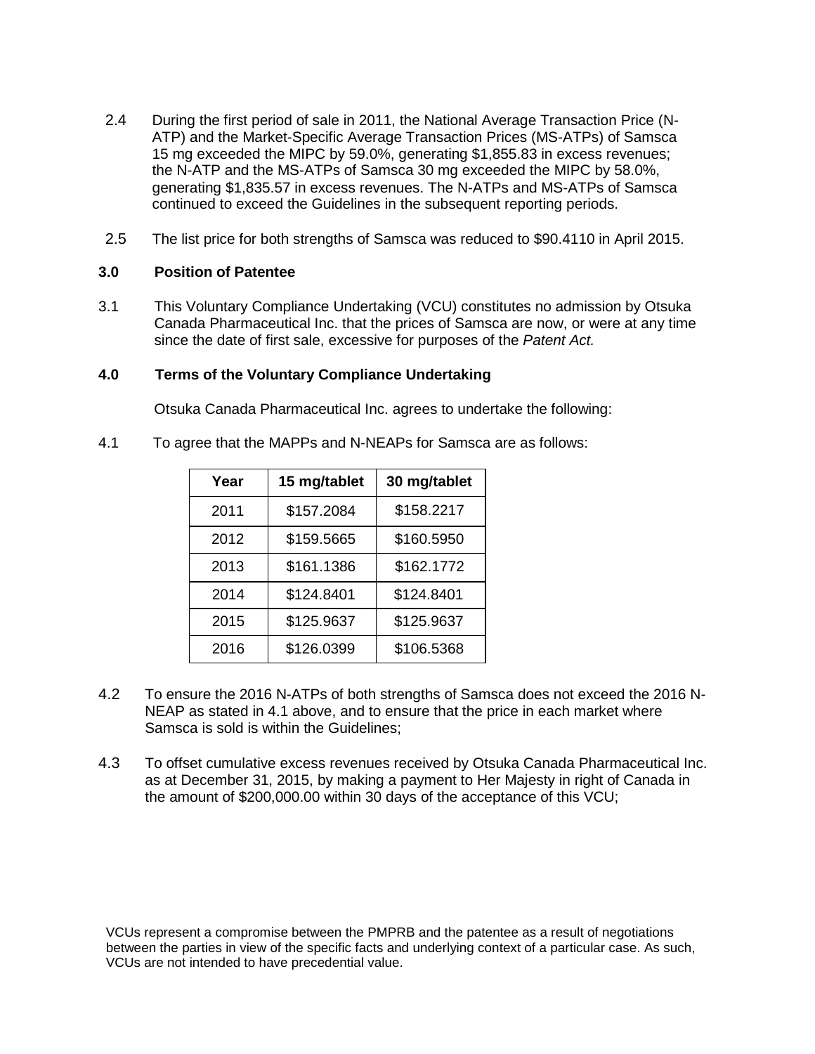2.4 During the first period of sale in 2011, the National Average Transaction Price (N-ATP) and the Market-Specific Average Transaction Prices (MS-ATPs) of Samsca 15 mg exceeded the MIPC by 59.0%, generating $1,855.83 in excess revenues; the N-ATP and the MS-ATPs of Samsca 30 mg exceeded the MIPC by 58.0%, generating $1,835.57 in excess revenues. The N-ATPs and MS-ATPs of Samsca continued to exceed the Guidelines in the subsequent reporting periods.

2.5 The list price for both strengths of Samsca was reduced to $90.4110 in April 2015.

## 3.0 Position of Patentee

3.1 This Voluntary Compliance Undertaking (VCU) constitutes no admission by Otsuka Canada Pharmaceutical Inc. that the prices of Samsca are now, or were at any time since the date of first sale, excessive for purposes of the *Patent Act.*

## 4.0 Terms of the Voluntary Compliance Undertaking

Otsuka Canada Pharmaceutical Inc. agrees to undertake the following:

4.1 To agree that the MAPPs and N-NEAPs for Samsca are as follows:

| Year | 15 mg/tablet | 30 mg/tablet |
|---|---|---|
| 2011 | $157.2084 | $158.2217 |
| 2012 | $159.5665 | $160.5950 |
| 2013 | $161.1386 | $162.1772 |
| 2014 | $124.8401 | $124.8401 |
| 2015 | $125.9637 | $125.9637 |
| 2016 | $126.0399 | $106.5368 |

4.2 To ensure the 2016 N-ATPs of both strengths of Samsca does not exceed the 2016 N-NEAP as stated in 4.1 above, and to ensure that the price in each market where Samsca is sold is within the Guidelines;

4.3 To offset cumulative excess revenues received by Otsuka Canada Pharmaceutical Inc. as at December 31, 2015, by making a payment to Her Majesty in right of Canada in the amount of $200,000.00 within 30 days of the acceptance of this VCU;

VCUs represent a compromise between the PMPRB and the patentee as a result of negotiations between the parties in view of the specific facts and underlying context of a particular case. As such, VCUs are not intended to have precedential value.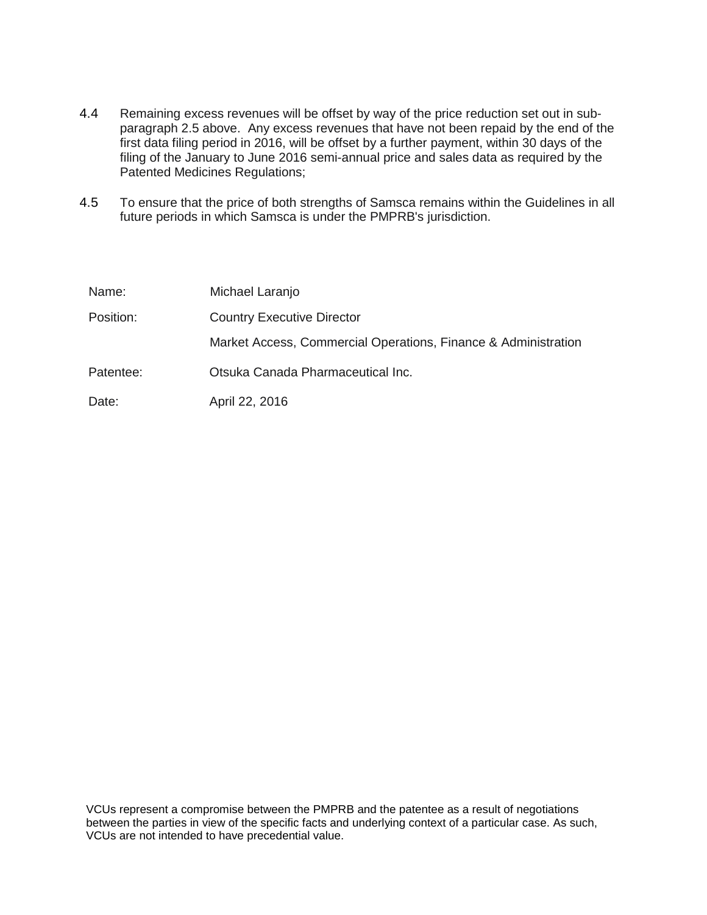4.4 Remaining excess revenues will be offset by way of the price reduction set out in sub-paragraph 2.5 above. Any excess revenues that have not been repaid by the end of the first data filing period in 2016, will be offset by a further payment, within 30 days of the filing of the January to June 2016 semi-annual price and sales data as required by the Patented Medicines Regulations;

4.5 To ensure that the price of both strengths of Samsca remains within the Guidelines in all future periods in which Samsca is under the PMPRB's jurisdiction.

| | |
|---|---|
| Name: | Michael Laranjo |
| Position: | Country Executive Director<br>Market Access, Commercial Operations, Finance & Administration |
| Patentee: | Otsuka Canada Pharmaceutical Inc. |
| Date: | April 22, 2016 |

VCUs represent a compromise between the PMPRB and the patentee as a result of negotiations between the parties in view of the specific facts and underlying context of a particular case. As such, VCUs are not intended to have precedential value.